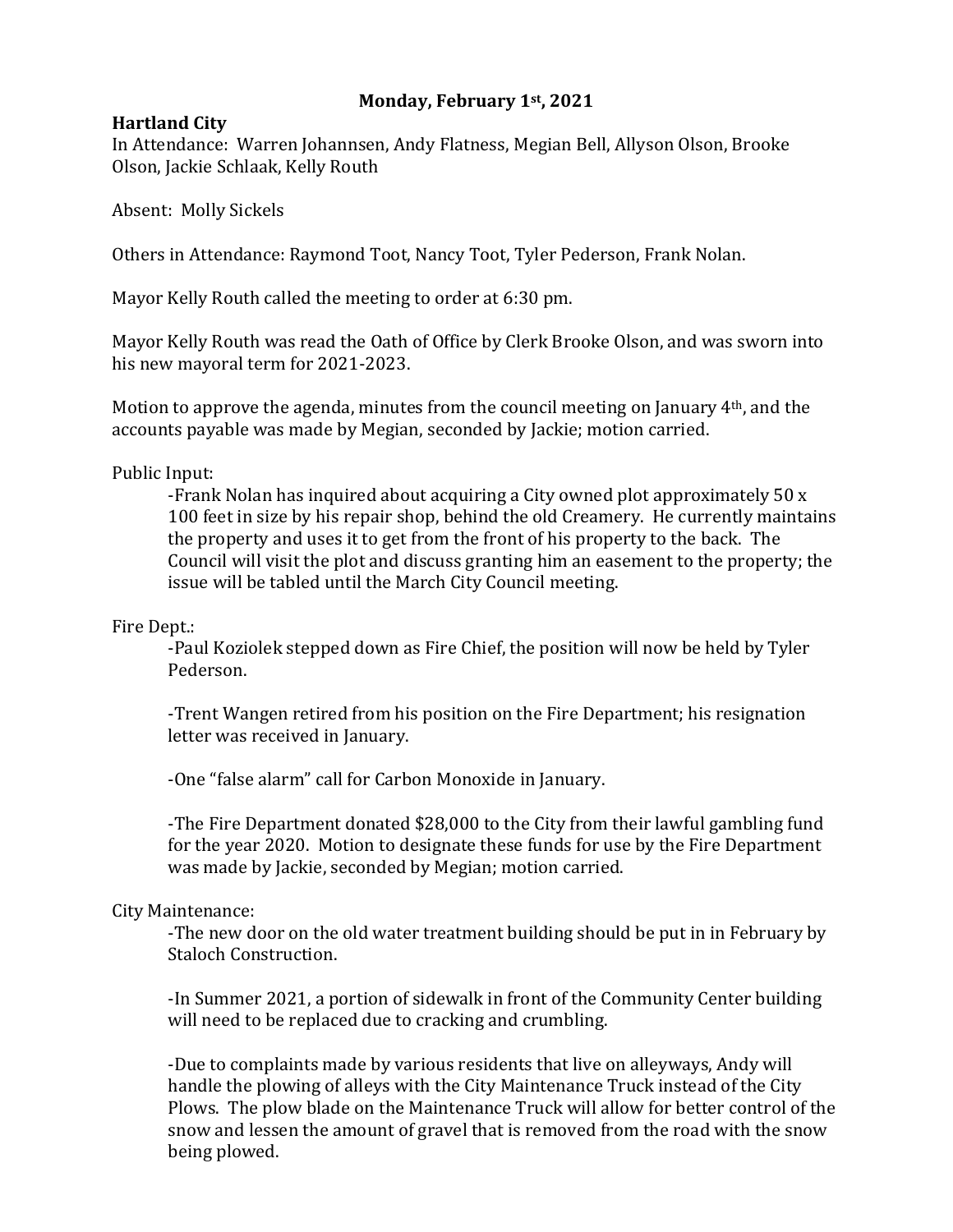**Monday, February 1st, 2021**

**Hartland City**

In Attendance: Warren Johannsen, Andy Flatness, Megian Bell, Allyson Olson, Brooke Olson, Jackie Schlaak, Kelly Routh

Absent: Molly Sickels

Others in Attendance: Raymond Toot, Nancy Toot, Tyler Pederson, Frank Nolan.

Mayor Kelly Routh called the meeting to order at 6:30 pm.

Mayor Kelly Routh was read the Oath of Office by Clerk Brooke Olson, and was sworn into his new mayoral term for 2021-2023.

Motion to approve the agenda, minutes from the council meeting on January 4th, and the accounts payable was made by Megian, seconded by Jackie; motion carried.

Public Input:

-Frank Nolan has inquired about acquiring a City owned plot approximately 50 x 100 feet in size by his repair shop, behind the old Creamery. He currently maintains the property and uses it to get from the front of his property to the back. The Council will visit the plot and discuss granting him an easement to the property; the issue will be tabled until the March City Council meeting.

Fire Dept.:

-Paul Koziolek stepped down as Fire Chief, the position will now be held by Tyler Pederson.

-Trent Wangen retired from his position on the Fire Department; his resignation letter was received in January.

-One "false alarm" call for Carbon Monoxide in January.

-The Fire Department donated $28,000 to the City from their lawful gambling fund for the year 2020. Motion to designate these funds for use by the Fire Department was made by Jackie, seconded by Megian; motion carried.

City Maintenance:

-The new door on the old water treatment building should be put in in February by Staloch Construction.

-In Summer 2021, a portion of sidewalk in front of the Community Center building will need to be replaced due to cracking and crumbling.

-Due to complaints made by various residents that live on alleyways, Andy will handle the plowing of alleys with the City Maintenance Truck instead of the City Plows. The plow blade on the Maintenance Truck will allow for better control of the snow and lessen the amount of gravel that is removed from the road with the snow being plowed.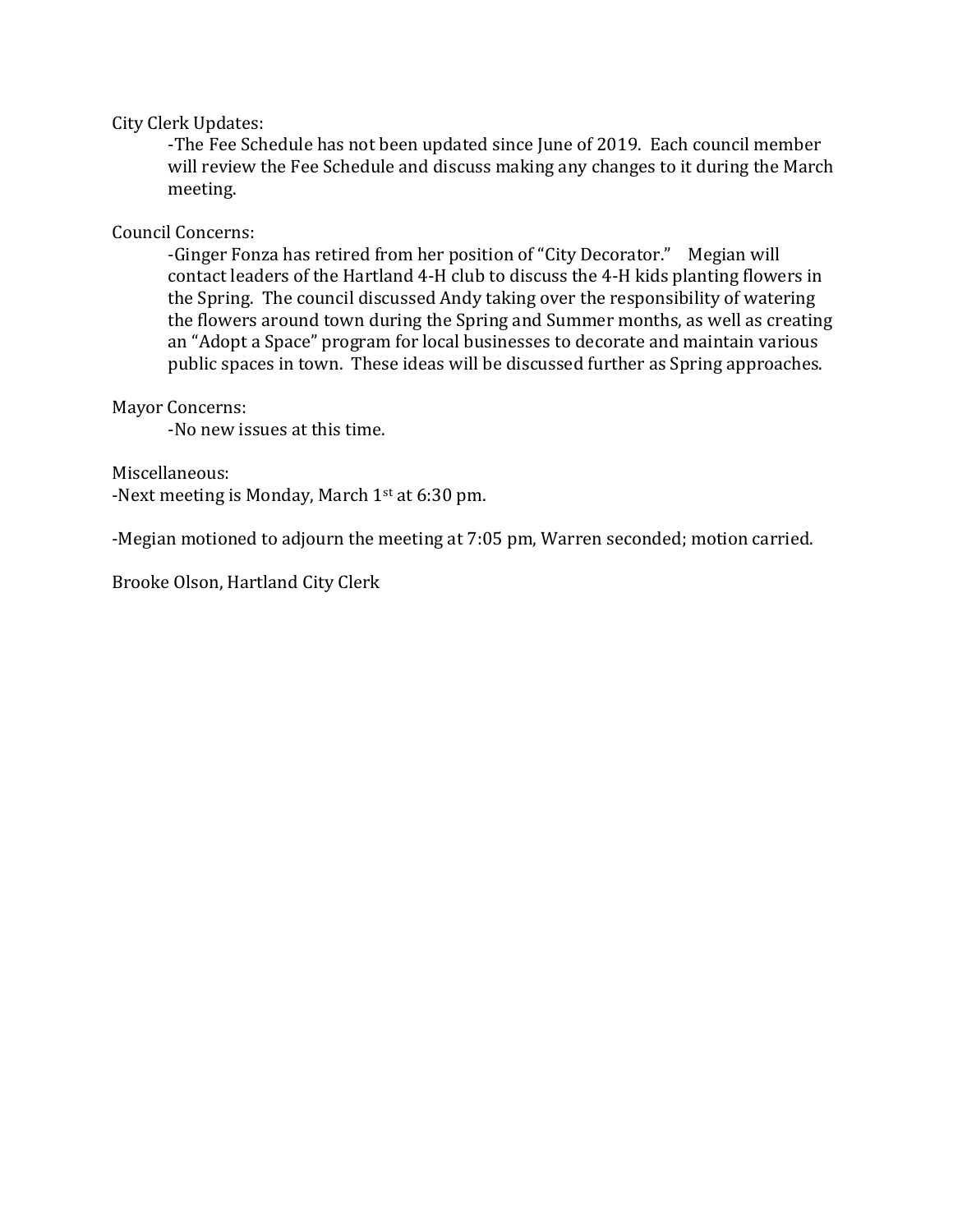City Clerk Updates:

-The Fee Schedule has not been updated since June of 2019. Each council member will review the Fee Schedule and discuss making any changes to it during the March meeting.

Council Concerns:

-Ginger Fonza has retired from her position of "City Decorator." Megian will contact leaders of the Hartland 4-H club to discuss the 4-H kids planting flowers in the Spring. The council discussed Andy taking over the responsibility of watering the flowers around town during the Spring and Summer months, as well as creating an "Adopt a Space" program for local businesses to decorate and maintain various public spaces in town. These ideas will be discussed further as Spring approaches.

Mayor Concerns:

-No new issues at this time.

Miscellaneous:

-Next meeting is Monday, March 1st at 6:30 pm.

-Megian motioned to adjourn the meeting at 7:05 pm, Warren seconded; motion carried.

Brooke Olson, Hartland City Clerk